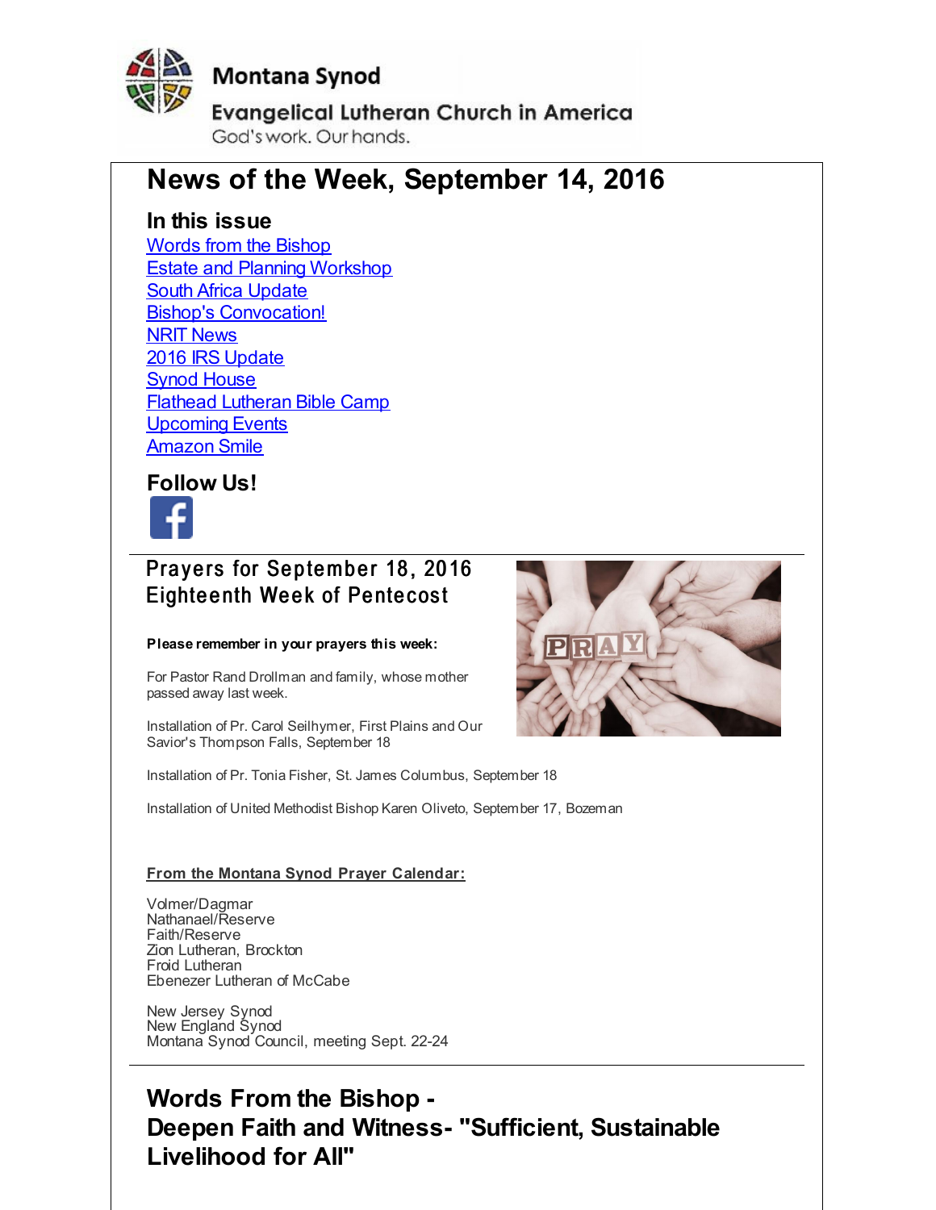Montana Synod

Evangelical Lutheran Church in America

God's work. Our hands.

# News of the Week, September 14, 2016

## In this issue

Words from the Bishop
Estate and Planning Workshop
South Africa Update
Bishop's Convocation!
NRIT News
2016 IRS Update
Synod House
Flathead Lutheran Bible Camp
Upcoming Events
Amazon Smile

## Follow Us!

## Prayers for September 18, 2016
## Eighteenth Week of Pentecost

**Please remember in your prayers this week:**

For Pastor Rand Drollman and family, whose mother passed away last week.

Installation of Pr. Carol Seilhymer, First Plains and Our Savior's Thompson Falls, September 18

Installation of Pr. Tonia Fisher, St. James Columbus, September 18

Installation of United Methodist Bishop Karen Oliveto, September 17, Bozeman

**From the Montana Synod Prayer Calendar:**

Volmer/Dagmar
Nathanael/Reserve
Faith/Reserve
Zion Lutheran, Brockton
Froid Lutheran
Ebenezer Lutheran of McCabe

New Jersey Synod
New England Synod
Montana Synod Council, meeting Sept. 22-24

## Words From the Bishop - Deepen Faith and Witness- "Sufficient, Sustainable Livelihood for All"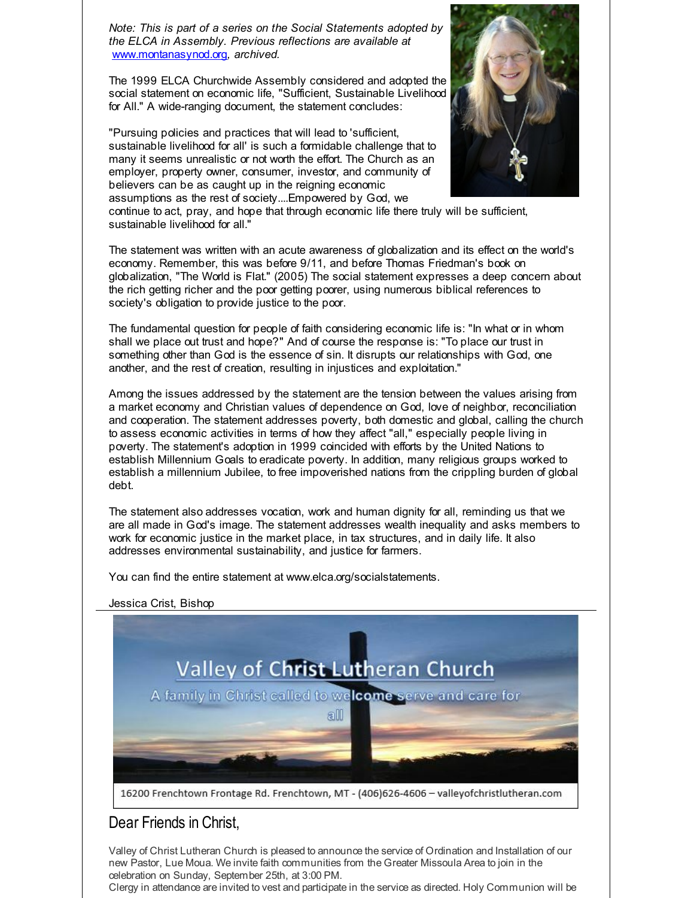*Note: This is part of a series on the Social Statements adopted by the ELCA in Assembly. Previous reflections are available at [www.montanasynod.org](www.montanasynod.org), archived.*

The 1999 ELCA Churchwide Assembly considered and adopted the social statement on economic life, "Sufficient, Sustainable Livelihood for All." A wide-ranging document, the statement concludes:

"Pursuing policies and practices that will lead to 'sufficient, sustainable livelihood for all' is such a formidable challenge that to many it seems unrealistic or not worth the effort. The Church as an employer, property owner, consumer, investor, and community of believers can be as caught up in the reigning economic assumptions as the rest of society....Empowered by God, we continue to act, pray, and hope that through economic life there truly will be sufficient, sustainable livelihood for all."

The statement was written with an acute awareness of globalization and its effect on the world's economy. Remember, this was before 9/11, and before Thomas Friedman's book on globalization, "The World is Flat." (2005) The social statement expresses a deep concern about the rich getting richer and the poor getting poorer, using numerous biblical references to society's obligation to provide justice to the poor.

The fundamental question for people of faith considering economic life is: "In what or in whom shall we place out trust and hope?" And of course the response is: "To place our trust in something other than God is the essence of sin. It disrupts our relationships with God, one another, and the rest of creation, resulting in injustices and exploitation."

Among the issues addressed by the statement are the tension between the values arising from a market economy and Christian values of dependence on God, love of neighbor, reconciliation and cooperation. The statement addresses poverty, both domestic and global, calling the church to assess economic activities in terms of how they affect "all," especially people living in poverty. The statement's adoption in 1999 coincided with efforts by the United Nations to establish Millennium Goals to eradicate poverty. In addition, many religious groups worked to establish a millennium Jubilee, to free impoverished nations from the crippling burden of global debt.

The statement also addresses vocation, work and human dignity for all, reminding us that we are all made in God's image. The statement addresses wealth inequality and asks members to work for economic justice in the market place, in tax structures, and in daily life. It also addresses environmental sustainability, and justice for farmers.

You can find the entire statement at www.elca.org/socialstatements.

Jessica Crist, Bishop

---

Valley of Christ Lutheran Church

A family in Christ called to welcome serve and care for all

16200 Frenchtown Frontage Rd. Frenchtown, MT - (406)626-4606 – valleyofchristlutheran.com

## Dear Friends in Christ,

Valley of Christ Lutheran Church is pleased to announce the service of Ordination and Installation of our new Pastor, Lue Moua. We invite faith communities from the Greater Missoula Area to join in the celebration on Sunday, September 25th, at 3:00 PM.

Clergy in attendance are invited to vest and participate in the service as directed. Holy Communion will be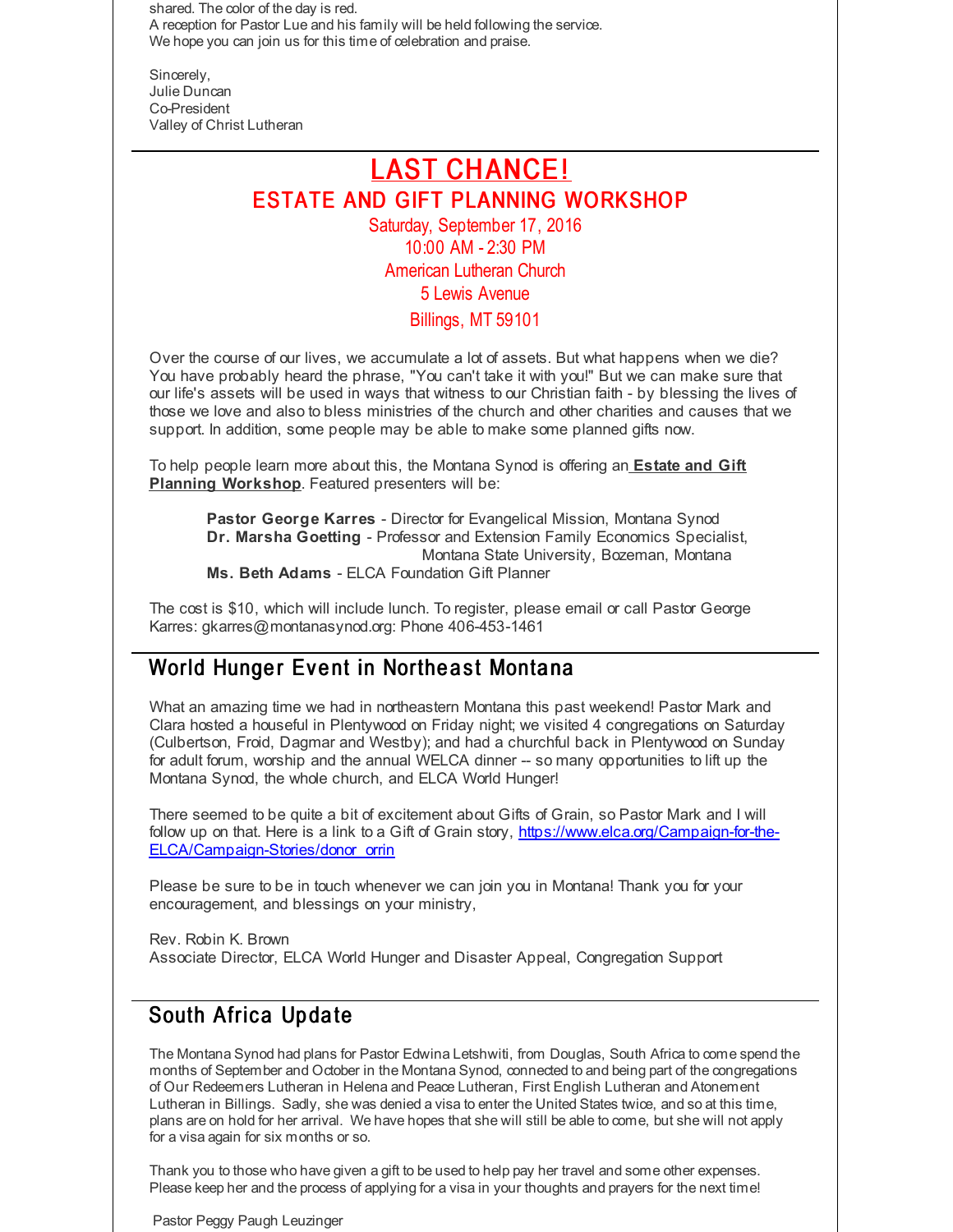shared. The color of the day is red.
A reception for Pastor Lue and his family will be held following the service.
We hope you can join us for this time of celebration and praise.

Sincerely,
Julie Duncan
Co-President
Valley of Christ Lutheran

---

# LAST CHANCE!

## ESTATE AND GIFT PLANNING WORKSHOP

Saturday, September 17, 2016
10:00 AM - 2:30 PM
American Lutheran Church
5 Lewis Avenue
Billings, MT 59101

Over the course of our lives, we accumulate a lot of assets. But what happens when we die? You have probably heard the phrase, "You can't take it with you!" But we can make sure that our life's assets will be used in ways that witness to our Christian faith - by blessing the lives of those we love and also to bless ministries of the church and other charities and causes that we support. In addition, some people may be able to make some planned gifts now.

To help people learn more about this, the Montana Synod is offering an **Estate and Gift Planning Workshop**. Featured presenters will be:

**Pastor George Karres** - Director for Evangelical Mission, Montana Synod
**Dr. Marsha Goetting** - Professor and Extension Family Economics Specialist, Montana State University, Bozeman, Montana
**Ms. Beth Adams** - ELCA Foundation Gift Planner

The cost is $10, which will include lunch. To register, please email or call Pastor George Karres: gkarres@montanasynod.org: Phone 406-453-1461

---

## World Hunger Event in Northeast Montana

What an amazing time we had in northeastern Montana this past weekend! Pastor Mark and Clara hosted a houseful in Plentywood on Friday night; we visited 4 congregations on Saturday (Culbertson, Froid, Dagmar and Westby); and had a churchful back in Plentywood on Sunday for adult forum, worship and the annual WELCA dinner -- so many opportunities to lift up the Montana Synod, the whole church, and ELCA World Hunger!

There seemed to be quite a bit of excitement about Gifts of Grain, so Pastor Mark and I will follow up on that. Here is a link to a Gift of Grain story, https://www.elca.org/Campaign-for-the-ELCA/Campaign-Stories/donor_orrin

Please be sure to be in touch whenever we can join you in Montana! Thank you for your encouragement, and blessings on your ministry,

Rev. Robin K. Brown
Associate Director, ELCA World Hunger and Disaster Appeal, Congregation Support

---

## South Africa Update

The Montana Synod had plans for Pastor Edwina Letshwiti, from Douglas, South Africa to come spend the months of September and October in the Montana Synod, connected to and being part of the congregations of Our Redeemers Lutheran in Helena and Peace Lutheran, First English Lutheran and Atonement Lutheran in Billings. Sadly, she was denied a visa to enter the United States twice, and so at this time, plans are on hold for her arrival. We have hopes that she will still be able to come, but she will not apply for a visa again for six months or so.

Thank you to those who have given a gift to be used to help pay her travel and some other expenses. Please keep her and the process of applying for a visa in your thoughts and prayers for the next time!

Pastor Peggy Paugh Leuzinger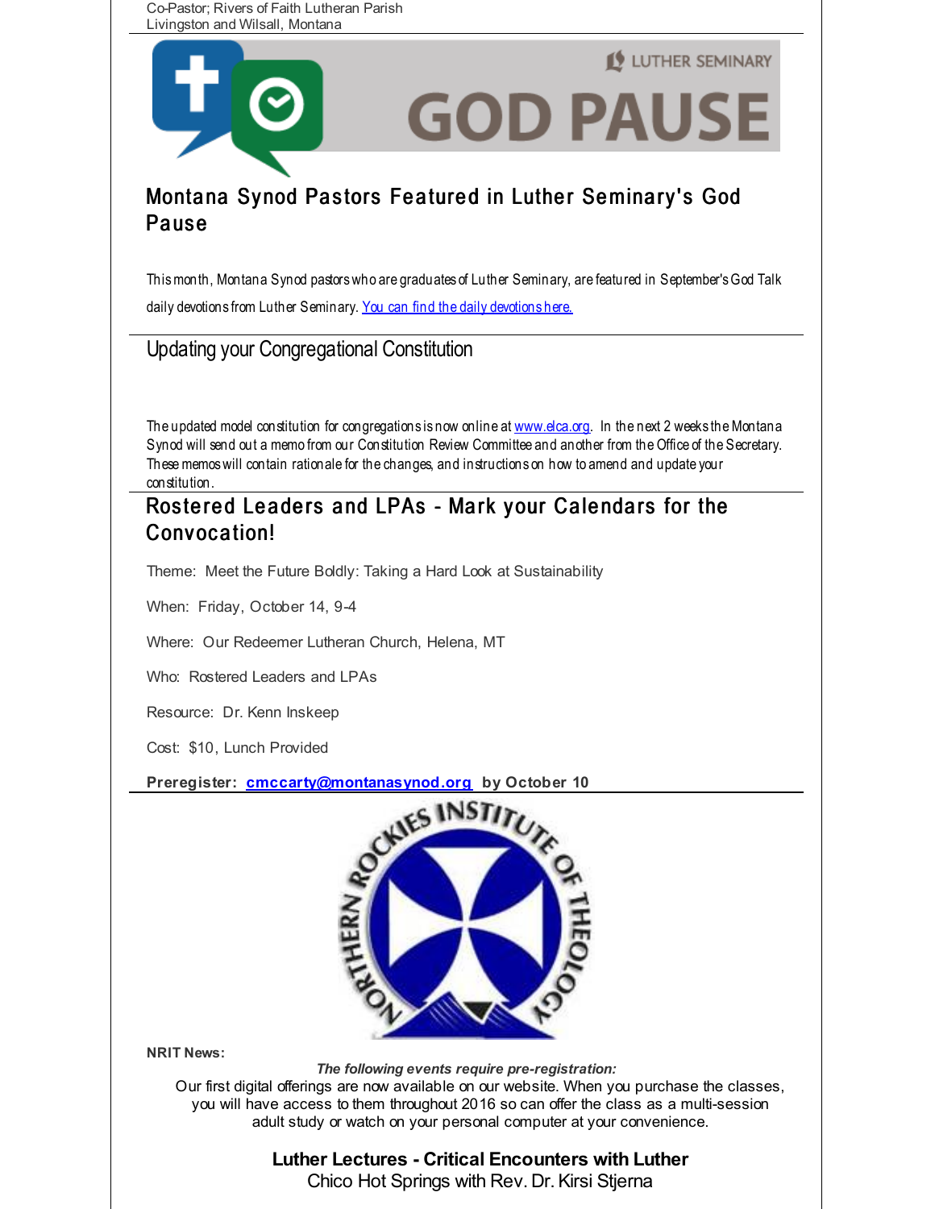Co-Pastor; Rivers of Faith Lutheran Parish
Livingston and Wilsall, Montana

## Montana Synod Pastors Featured in Luther Seminary's God Pause

This month, Montana Synod pastors who are graduates of Luther Seminary, are featured in September's God Talk daily devotions from Luther Seminary. [You can find the daily devotions here.]

## Updating your Congregational Constitution

The updated model constitution for congregations is now online at www.elca.org. In the next 2 weeks the Montana Synod will send out a memo from our Constitution Review Committee and another from the Office of the Secretary. These memos will contain rationale for the changes, and instructions on how to amend and update your constitution.

## Rostered Leaders and LPAs - Mark your Calendars for the Convocation!

Theme: Meet the Future Boldly: Taking a Hard Look at Sustainability

When: Friday, October 14, 9-4

Where: Our Redeemer Lutheran Church, Helena, MT

Who: Rostered Leaders and LPAs

Resource: Dr. Kenn Inskeep

Cost: $10, Lunch Provided

**Preregister: cmccarty@montanasynod.org by October 10**

**NRIT News:**

***The following events require pre-registration:***

Our first digital offerings are now available on our website. When you purchase the classes, you will have access to them throughout 2016 so can offer the class as a multi-session adult study or watch on your personal computer at your convenience.

**Luther Lectures - Critical Encounters with Luther**
Chico Hot Springs with Rev. Dr. Kirsi Stjerna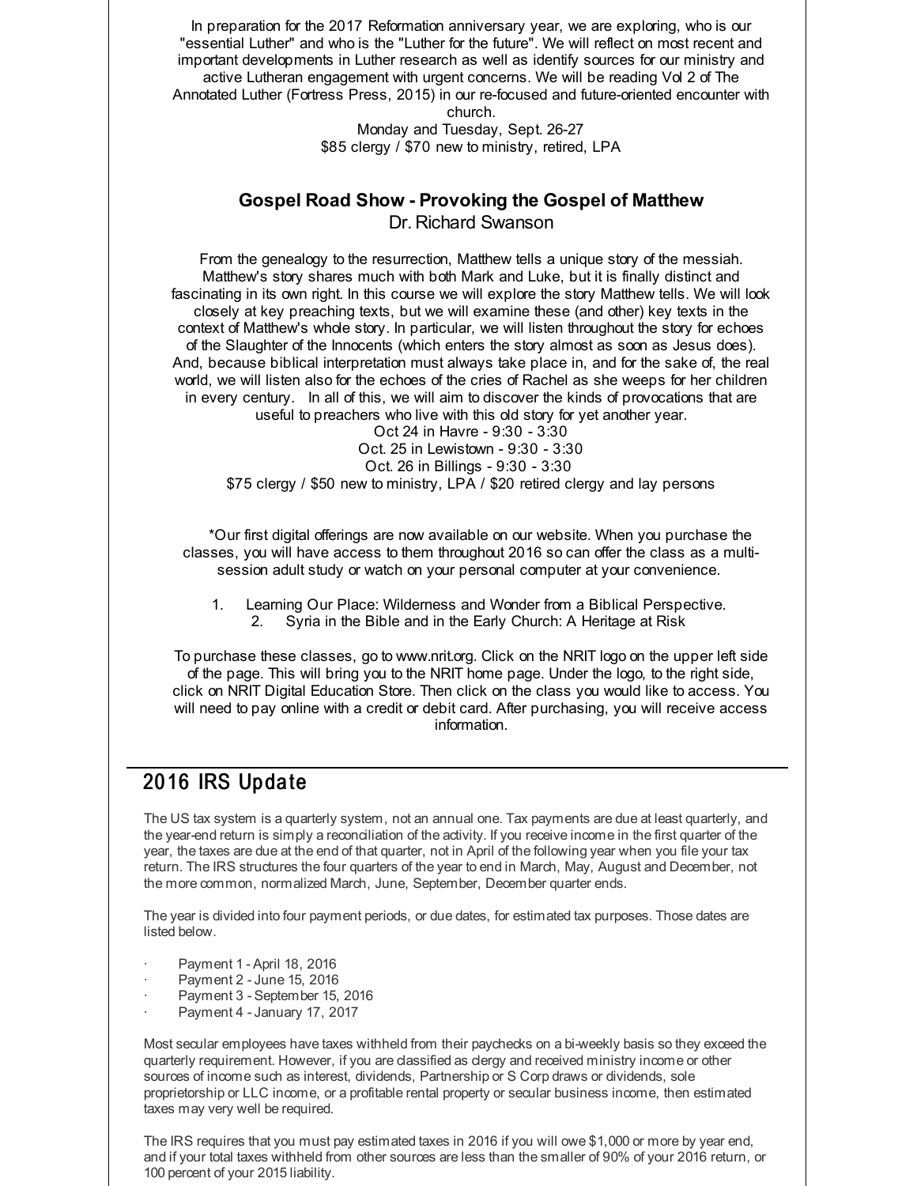In preparation for the 2017 Reformation anniversary year, we are exploring, who is our "essential Luther" and who is the "Luther for the future". We will reflect on most recent and important developments in Luther research as well as identify sources for our ministry and active Lutheran engagement with urgent concerns. We will be reading Vol 2 of The Annotated Luther (Fortress Press, 2015) in our re-focused and future-oriented encounter with church.

Monday and Tuesday, Sept. 26-27
$85 clergy / $70 new to ministry, retired, LPA

### Gospel Road Show - Provoking the Gospel of Matthew

Dr. Richard Swanson

From the genealogy to the resurrection, Matthew tells a unique story of the messiah. Matthew's story shares much with both Mark and Luke, but it is finally distinct and fascinating in its own right. In this course we will explore the story Matthew tells. We will look closely at key preaching texts, but we will examine these (and other) key texts in the context of Matthew's whole story. In particular, we will listen throughout the story for echoes of the Slaughter of the Innocents (which enters the story almost as soon as Jesus does). And, because biblical interpretation must always take place in, and for the sake of, the real world, we will listen also for the echoes of the cries of Rachel as she weeps for her children in every century. In all of this, we will aim to discover the kinds of provocations that are useful to preachers who live with this old story for yet another year.

Oct 24 in Havre - 9:30 - 3:30
Oct. 25 in Lewistown - 9:30 - 3:30
Oct. 26 in Billings - 9:30 - 3:30
$75 clergy / $50 new to ministry, LPA / $20 retired clergy and lay persons

*Our first digital offerings are now available on our website. When you purchase the classes, you will have access to them throughout 2016 so can offer the class as a multi-session adult study or watch on your personal computer at your convenience.

1. Learning Our Place: Wilderness and Wonder from a Biblical Perspective.
2. Syria in the Bible and in the Early Church: A Heritage at Risk

To purchase these classes, go to www.nrit.org. Click on the NRIT logo on the upper left side of the page. This will bring you to the NRIT home page. Under the logo, to the right side, click on NRIT Digital Education Store. Then click on the class you would like to access. You will need to pay online with a credit or debit card. After purchasing, you will receive access information.

## 2016 IRS Update

The US tax system is a quarterly system, not an annual one. Tax payments are due at least quarterly, and the year-end return is simply a reconciliation of the activity. If you receive income in the first quarter of the year, the taxes are due at the end of that quarter, not in April of the following year when you file your tax return. The IRS structures the four quarters of the year to end in March, May, August and December, not the more common, normalized March, June, September, December quarter ends.

The year is divided into four payment periods, or due dates, for estimated tax purposes. Those dates are listed below.

- Payment 1 - April 18, 2016
- Payment 2 - June 15, 2016
- Payment 3 - September 15, 2016
- Payment 4 - January 17, 2017

Most secular employees have taxes withheld from their paychecks on a bi-weekly basis so they exceed the quarterly requirement. However, if you are classified as clergy and received ministry income or other sources of income such as interest, dividends, Partnership or S Corp draws or dividends, sole proprietorship or LLC income, or a profitable rental property or secular business income, then estimated taxes may very well be required.

The IRS requires that you must pay estimated taxes in 2016 if you will owe $1,000 or more by year end, and if your total taxes withheld from other sources are less than the smaller of 90% of your 2016 return, or 100 percent of your 2015 liability.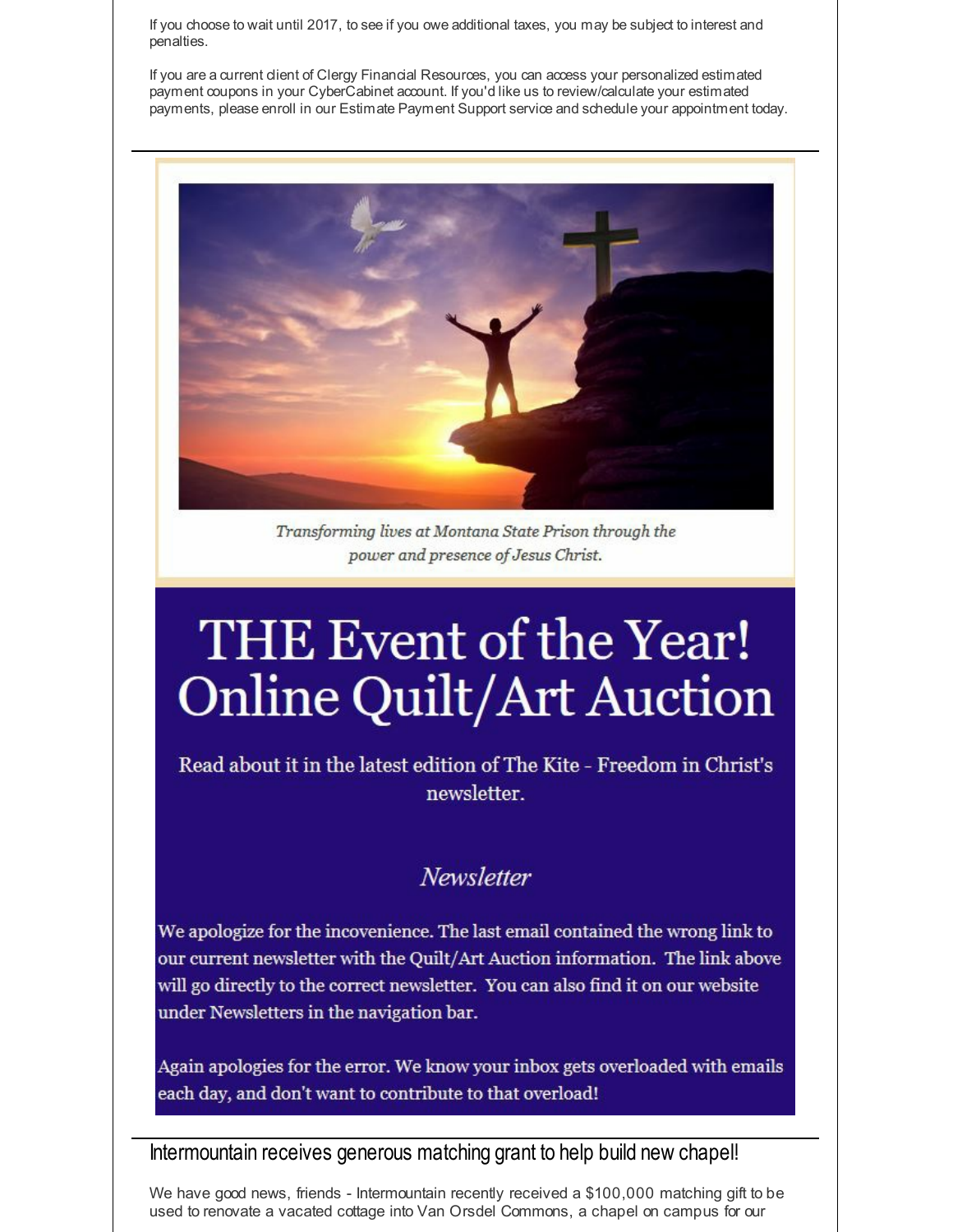If you choose to wait until 2017, to see if you owe additional taxes, you may be subject to interest and penalties.

If you are a current client of Clergy Financial Resources, you can access your personalized estimated payment coupons in your CyberCabinet account. If you'd like us to review/calculate your estimated payments, please enroll in our Estimate Payment Support service and schedule your appointment today.

---

*Transforming lives at Montana State Prison through the power and presence of Jesus Christ.*

# THE Event of the Year! Online Quilt/Art Auction

Read about it in the latest edition of The Kite - Freedom in Christ's newsletter.

*Newsletter*

We apologize for the incovenience. The last email contained the wrong link to our current newsletter with the Quilt/Art Auction information. The link above will go directly to the correct newsletter. You can also find it on our website under Newsletters in the navigation bar.

Again apologies for the error. We know your inbox gets overloaded with emails each day, and don't want to contribute to that overload!

---

## Intermountain receives generous matching grant to help build new chapel!

We have good news, friends - Intermountain recently received a $100,000 matching gift to be used to renovate a vacated cottage into Van Orsdel Commons, a chapel on campus for our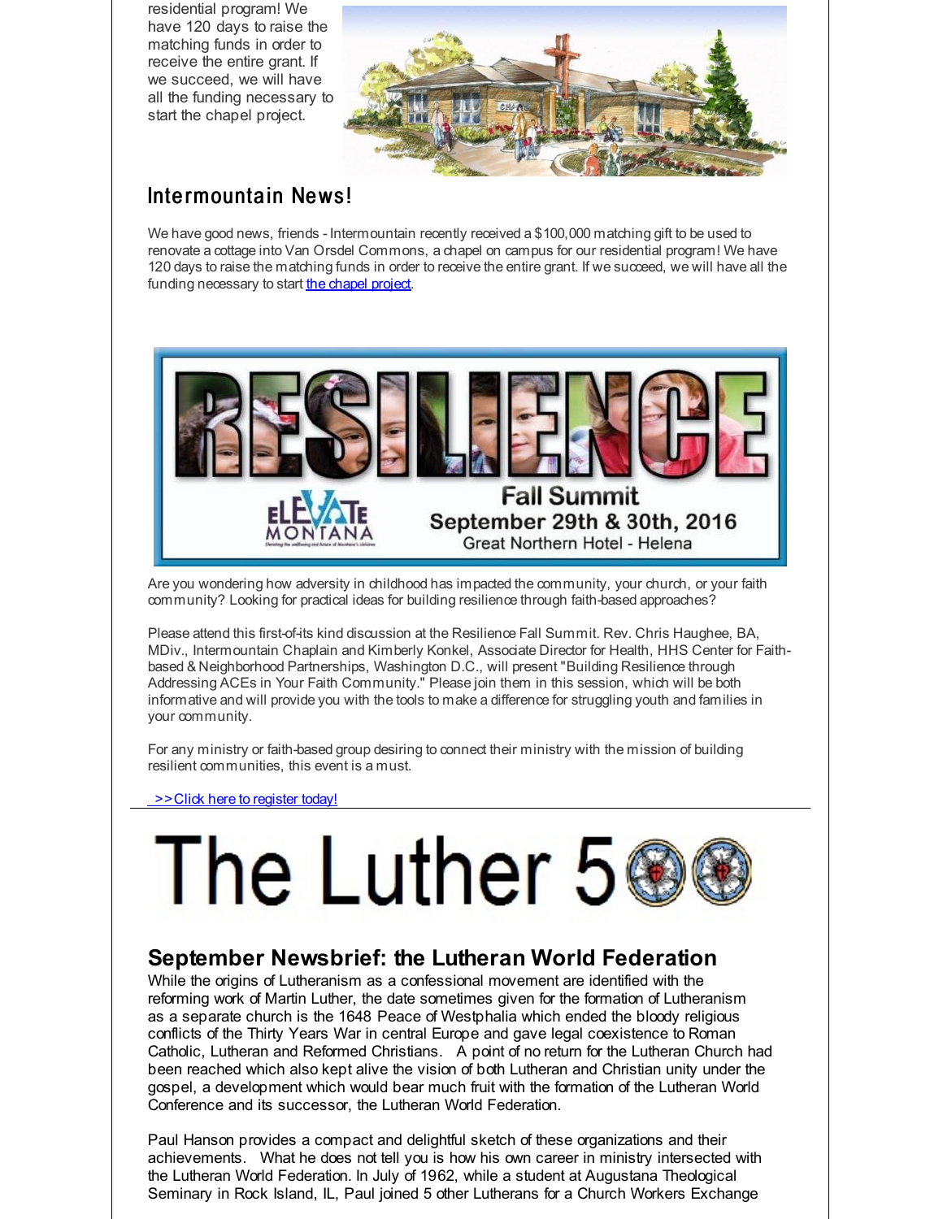residential program! We have 120 days to raise the matching funds in order to receive the entire grant. If we succeed, we will have all the funding necessary to start the chapel project.

## Intermountain News!

We have good news, friends - Intermountain recently received a $100,000 matching gift to be used to renovate a cottage into Van Orsdel Commons, a chapel on campus for our residential program! We have 120 days to raise the matching funds in order to receive the entire grant. If we succeed, we will have all the funding necessary to start the chapel project.

RESILIENCE

ELEVATE MONTANA

Fall Summit
September 29th & 30th, 2016
Great Northern Hotel - Helena

Are you wondering how adversity in childhood has impacted the community, your church, or your faith community? Looking for practical ideas for building resilience through faith-based approaches?

Please attend this first-of-its kind discussion at the Resilience Fall Summit. Rev. Chris Haughee, BA, MDiv., Intermountain Chaplain and Kimberly Konkel, Associate Director for Health, HHS Center for Faith-based & Neighborhood Partnerships, Washington D.C., will present "Building Resilience through Addressing ACEs in Your Faith Community." Please join them in this session, which will be both informative and will provide you with the tools to make a difference for struggling youth and families in your community.

For any ministry or faith-based group desiring to connect their ministry with the mission of building resilient communities, this event is a must.

>>Click here to register today!

---

# The Luther 500

## September Newsbrief: the Lutheran World Federation

While the origins of Lutheranism as a confessional movement are identified with the reforming work of Martin Luther, the date sometimes given for the formation of Lutheranism as a separate church is the 1648 Peace of Westphalia which ended the bloody religious conflicts of the Thirty Years War in central Europe and gave legal coexistence to Roman Catholic, Lutheran and Reformed Christians. A point of no return for the Lutheran Church had been reached which also kept alive the vision of both Lutheran and Christian unity under the gospel, a development which would bear much fruit with the formation of the Lutheran World Conference and its successor, the Lutheran World Federation.

Paul Hanson provides a compact and delightful sketch of these organizations and their achievements. What he does not tell you is how his own career in ministry intersected with the Lutheran World Federation. In July of 1962, while a student at Augustana Theological Seminary in Rock Island, IL, Paul joined 5 other Lutherans for a Church Workers Exchange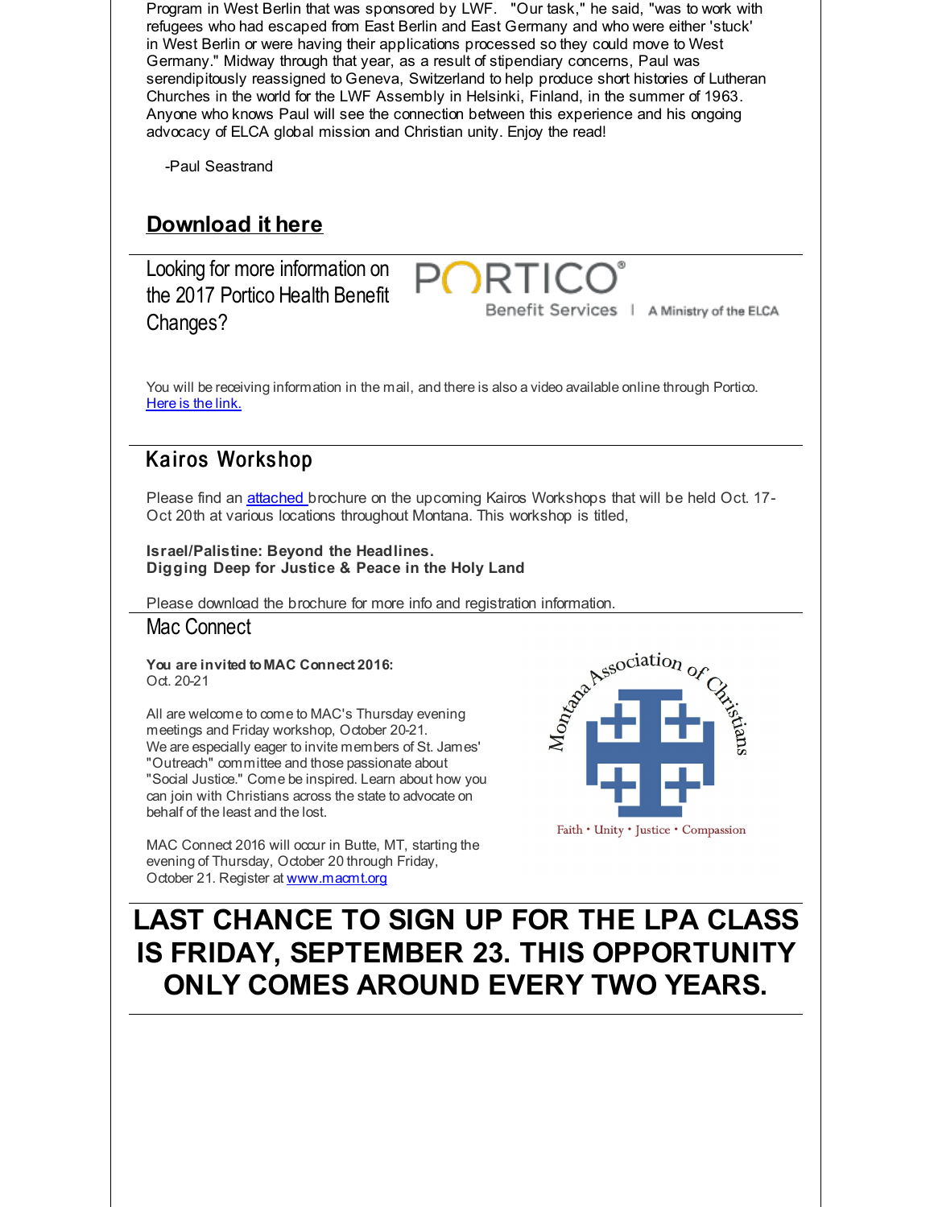Program in West Berlin that was sponsored by LWF. "Our task," he said, "was to work with refugees who had escaped from East Berlin and East Germany and who were either 'stuck' in West Berlin or were having their applications processed so they could move to West Germany." Midway through that year, as a result of stipendiary concerns, Paul was serendipitously reassigned to Geneva, Switzerland to help produce short histories of Lutheran Churches in the world for the LWF Assembly in Helsinki, Finland, in the summer of 1963. Anyone who knows Paul will see the connection between this experience and his ongoing advocacy of ELCA global mission and Christian unity. Enjoy the read!

-Paul Seastrand

## Download it here

---

Looking for more information on the 2017 Portico Health Benefit Changes?

PORTICO® Benefit Services | A Ministry of the ELCA

You will be receiving information in the mail, and there is also a video available online through Portico. Here is the link.

---

## Kairos Workshop

Please find an attached brochure on the upcoming Kairos Workshops that will be held Oct. 17-Oct 20th at various locations throughout Montana. This workshop is titled,

**Israel/Palistine: Beyond the Headlines.**
**Digging Deep for Justice & Peace in the Holy Land**

Please download the brochure for more info and registration information.

---

## Mac Connect

**You are invited to MAC Connect 2016:**
Oct. 20-21

All are welcome to come to MAC's Thursday evening meetings and Friday workshop, October 20-21. We are especially eager to invite members of St. James' "Outreach" committee and those passionate about "Social Justice." Come be inspired. Learn about how you can join with Christians across the state to advocate on behalf of the least and the lost.

MAC Connect 2016 will occur in Butte, MT, starting the evening of Thursday, October 20 through Friday, October 21. Register at www.macmt.org

Montana Association of Christians
Faith • Unity • Justice • Compassion

---

# LAST CHANCE TO SIGN UP FOR THE LPA CLASS IS FRIDAY, SEPTEMBER 23. THIS OPPORTUNITY ONLY COMES AROUND EVERY TWO YEARS.

---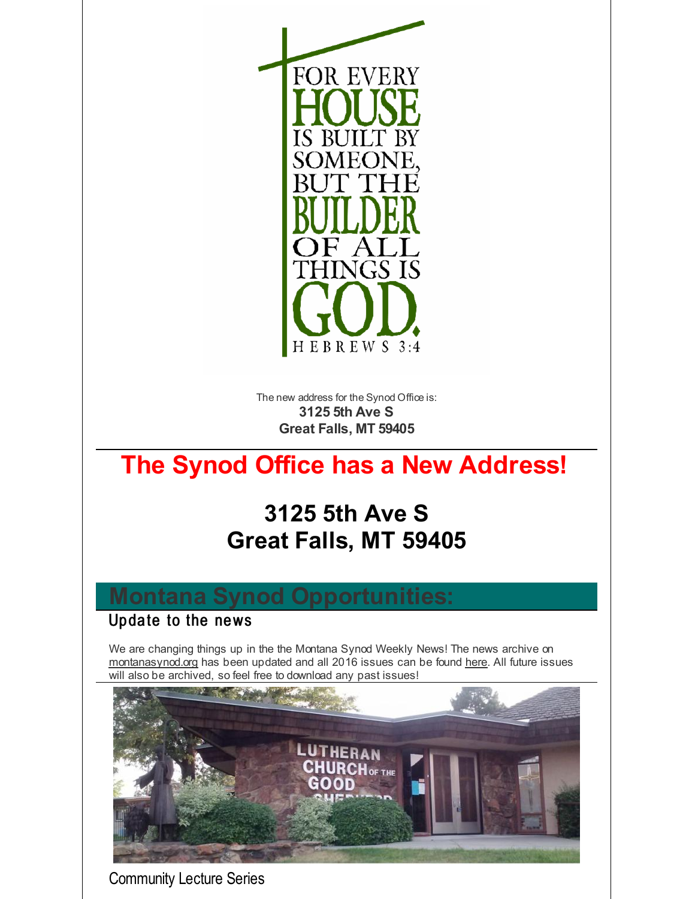FOR EVERY HOUSE IS BUILT BY SOMEONE, BUT THE BUILDER OF ALL THINGS IS GOD.
HEBREWS 3:4

The new address for the Synod Office is:
**3125 5th Ave S**
**Great Falls, MT 59405**

# The Synod Office has a New Address!

## 3125 5th Ave S
## Great Falls, MT 59405

# Montana Synod Opportunities:

### Update to the news

We are changing things up in the the Montana Synod Weekly News! The news archive on montanasynod.org has been updated and all 2016 issues can be found here. All future issues will also be archived, so feel free to download any past issues!

Community Lecture Series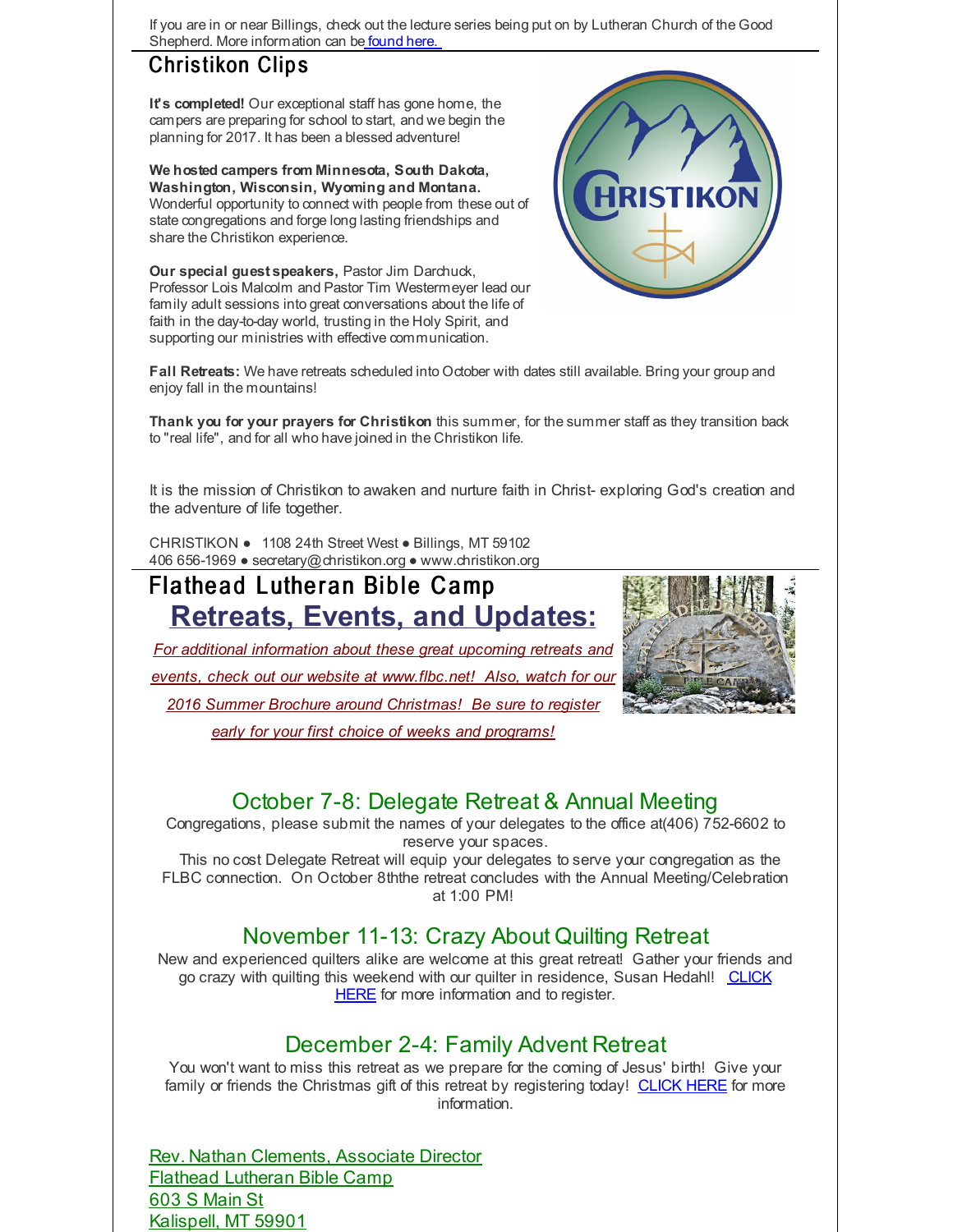If you are in or near Billings, check out the lecture series being put on by Lutheran Church of the Good Shepherd. More information can be [found here.](#)

## Christikon Clips

**It's completed!** Our exceptional staff has gone home, the campers are preparing for school to start, and we begin the planning for 2017. It has been a blessed adventure!

**We hosted campers from Minnesota, South Dakota, Washington, Wisconsin, Wyoming and Montana.** Wonderful opportunity to connect with people from these out of state congregations and forge long lasting friendships and share the Christikon experience.

**Our special guest speakers,** Pastor Jim Darchuck, Professor Lois Malcolm and Pastor Tim Westermeyer lead our family adult sessions into great conversations about the life of faith in the day-to-day world, trusting in the Holy Spirit, and supporting our ministries with effective communication.

**Fall Retreats:** We have retreats scheduled into October with dates still available. Bring your group and enjoy fall in the mountains!

**Thank you for your prayers for Christikon** this summer, for the summer staff as they transition back to "real life", and for all who have joined in the Christikon life.

It is the mission of Christikon to awaken and nurture faith in Christ- exploring God's creation and the adventure of life together.

CHRISTIKON ● 1108 24th Street West ● Billings, MT 59102
406 656-1969 ● secretary@christikon.org ● www.christikon.org

## Flathead Lutheran Bible Camp

### Retreats, Events, and Updates:

*For additional information about these great upcoming retreats and events, check out our website at www.flbc.net! Also, watch for our 2016 Summer Brochure around Christmas! Be sure to register early for your first choice of weeks and programs!*

### October 7-8: Delegate Retreat & Annual Meeting

Congregations, please submit the names of your delegates to the office at(406) 752-6602 to reserve your spaces.
This no cost Delegate Retreat will equip your delegates to serve your congregation as the FLBC connection. On October 8ththe retreat concludes with the Annual Meeting/Celebration at 1:00 PM!

### November 11-13: Crazy About Quilting Retreat

New and experienced quilters alike are welcome at this great retreat! Gather your friends and go crazy with quilting this weekend with our quilter in residence, Susan Hedahl! [CLICK HERE](#) for more information and to register.

### December 2-4: Family Advent Retreat

You won't want to miss this retreat as we prepare for the coming of Jesus' birth! Give your family or friends the Christmas gift of this retreat by registering today! [CLICK HERE](#) for more information.

Rev. Nathan Clements, Associate Director
Flathead Lutheran Bible Camp
603 S Main St
Kalispell, MT 59901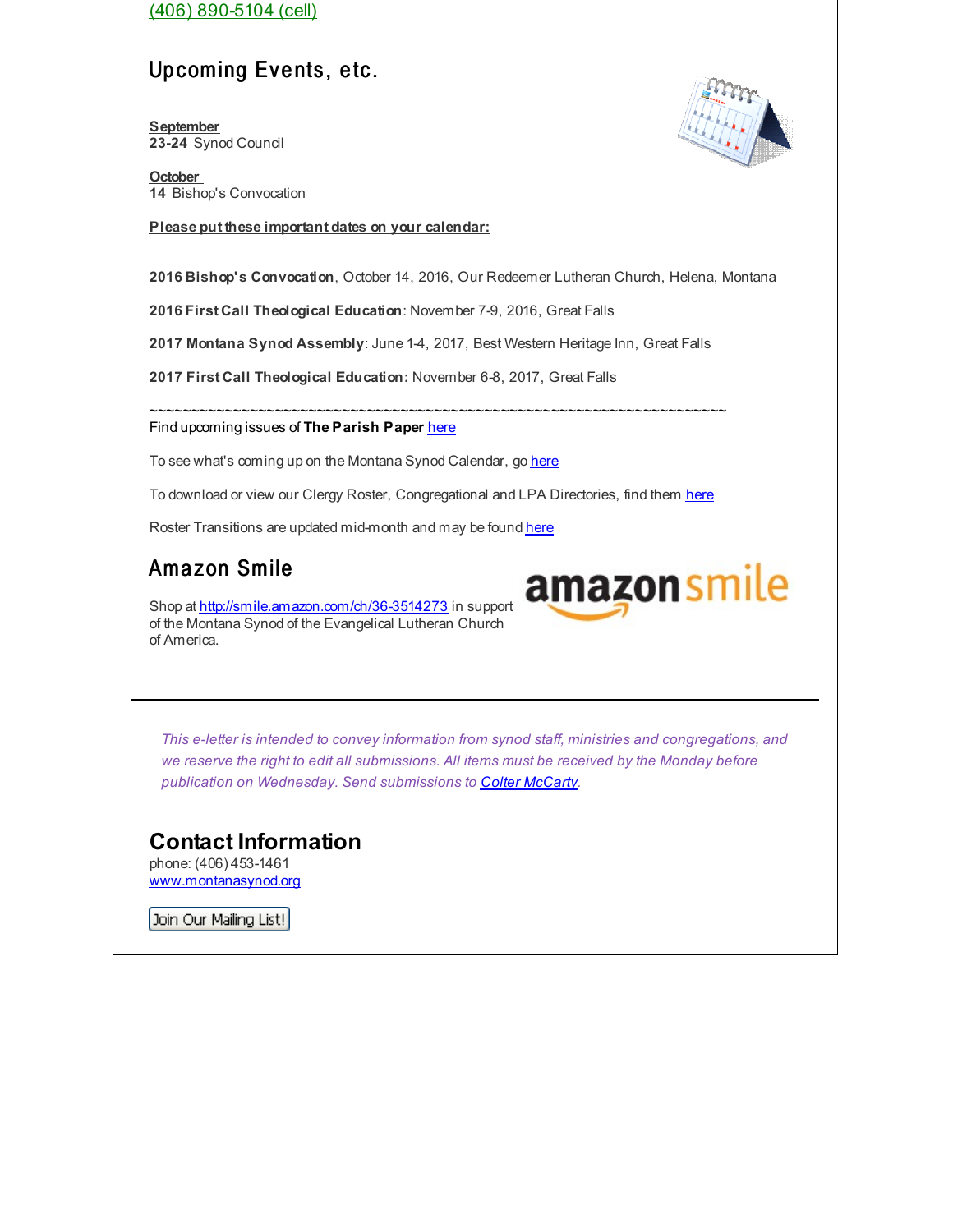(406) 890-5104 (cell)

## Upcoming Events, etc.

**September**
**23-24** Synod Council

**October**
**14** Bishop's Convocation

**Please put these important dates on your calendar:**

**2016 Bishop's Convocation**, October 14, 2016, Our Redeemer Lutheran Church, Helena, Montana

**2016 First Call Theological Education**: November 7-9, 2016, Great Falls

**2017 Montana Synod Assembly**: June 1-4, 2017, Best Western Heritage Inn, Great Falls

**2017 First Call Theological Education:** November 6-8, 2017, Great Falls

~~~~~~~~~~~~~~~~~~~~~~~~~~~~~~~~~~~~~~~~~~~~~~~~~~~~~~~~~~~~~~~~~~~~~~~~~~~~~~~~~~~~~~~~~~~~~~~~~

Find upcoming issues of **The Parish Paper** here

To see what's coming up on the Montana Synod Calendar, go here

To download or view our Clergy Roster, Congregational and LPA Directories, find them here

Roster Transitions are updated mid-month and may be found here

## Amazon Smile

Shop at http://smile.amazon.com/ch/36-3514273 in support of the Montana Synod of the Evangelical Lutheran Church of America.

*This e-letter is intended to convey information from synod staff, ministries and congregations, and we reserve the right to edit all submissions. All items must be received by the Monday before publication on Wednesday. Send submissions to Colter McCarty.*

## Contact Information

phone: (406) 453-1461
www.montanasynod.org

Join Our Mailing List!